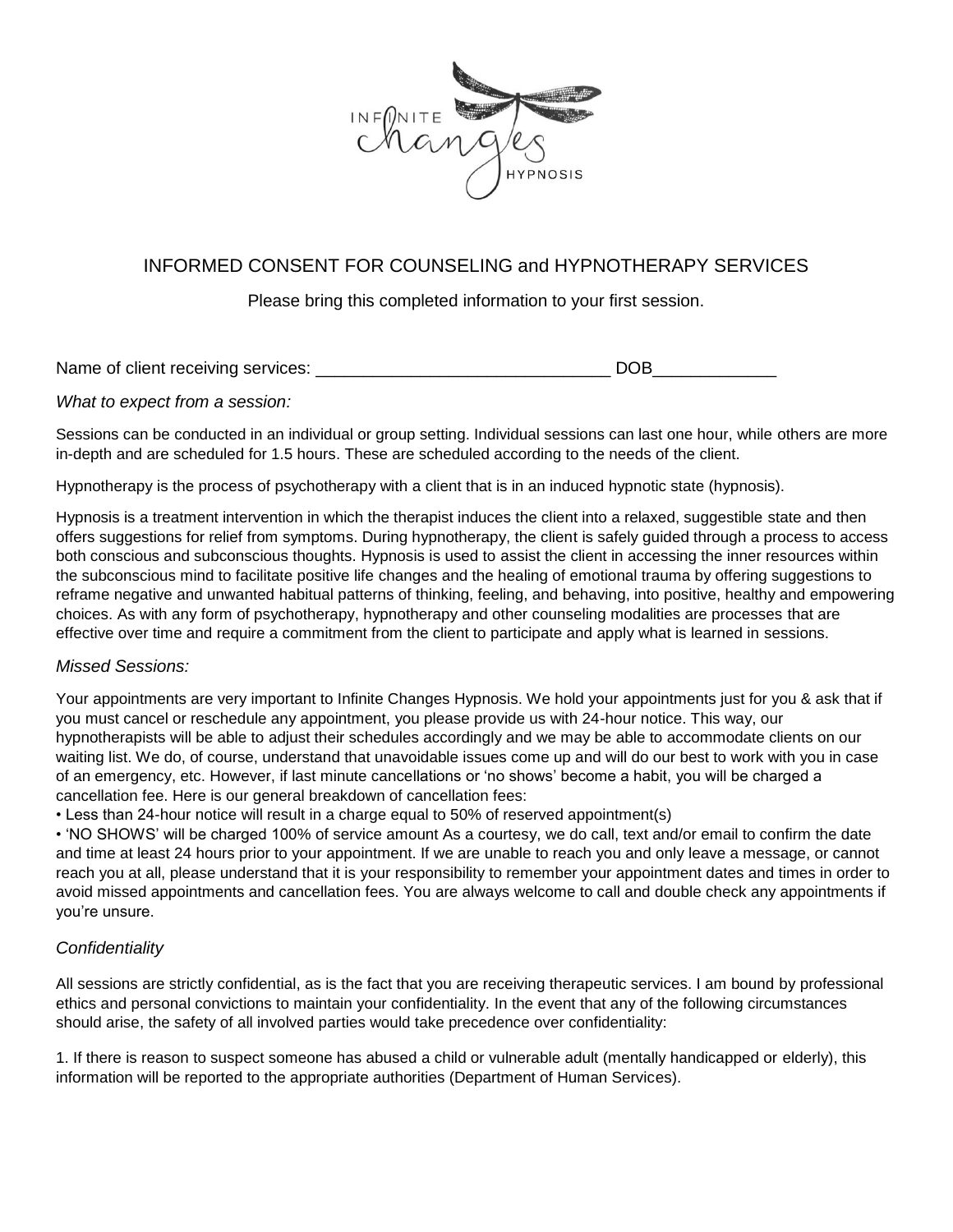# INFORMED CONSENT FOR COUNSELING and HYPNOTHERAPY SERVICES

Please bring this completed information to your first session.

Name of client receiving services: ______________________________ DOB_____________

*What to expect from a session:*

Sessions can be conducted in an individual or group setting. Individual sessions can last one hour, while others are more in-depth and are scheduled for 1.5 hours. These are scheduled according to the needs of the client.

Hypnotherapy is the process of psychotherapy with a client that is in an induced hypnotic state (hypnosis).

Hypnosis is a treatment intervention in which the therapist induces the client into a relaxed, suggestible state and then offers suggestions for relief from symptoms. During hypnotherapy, the client is safely guided through a process to access both conscious and subconscious thoughts. Hypnosis is used to assist the client in accessing the inner resources within the subconscious mind to facilitate positive life changes and the healing of emotional trauma by offering suggestions to reframe negative and unwanted habitual patterns of thinking, feeling, and behaving, into positive, healthy and empowering choices. As with any form of psychotherapy, hypnotherapy and other counseling modalities are processes that are effective over time and require a commitment from the client to participate and apply what is learned in sessions.

## *Missed Sessions:*

Your appointments are very important to Infinite Changes Hypnosis. We hold your appointments just for you & ask that if you must cancel or reschedule any appointment, you please provide us with 24-hour notice. This way, our hypnotherapists will be able to adjust their schedules accordingly and we may be able to accommodate clients on our waiting list. We do, of course, understand that unavoidable issues come up and will do our best to work with you in case of an emergency, etc. However, if last minute cancellations or 'no shows' become a habit, you will be charged a cancellation fee. Here is our general breakdown of cancellation fees:

• Less than 24-hour notice will result in a charge equal to 50% of reserved appointment(s)

• 'NO SHOWS' will be charged 100% of service amount As a courtesy, we do call, text and/or email to confirm the date and time at least 24 hours prior to your appointment. If we are unable to reach you and only leave a message, or cannot reach you at all, please understand that it is your responsibility to remember your appointment dates and times in order to avoid missed appointments and cancellation fees. You are always welcome to call and double check any appointments if you're unsure.

## *Confidentiality*

All sessions are strictly confidential, as is the fact that you are receiving therapeutic services. I am bound by professional ethics and personal convictions to maintain your confidentiality. In the event that any of the following circumstances should arise, the safety of all involved parties would take precedence over confidentiality:

1. If there is reason to suspect someone has abused a child or vulnerable adult (mentally handicapped or elderly), this information will be reported to the appropriate authorities (Department of Human Services).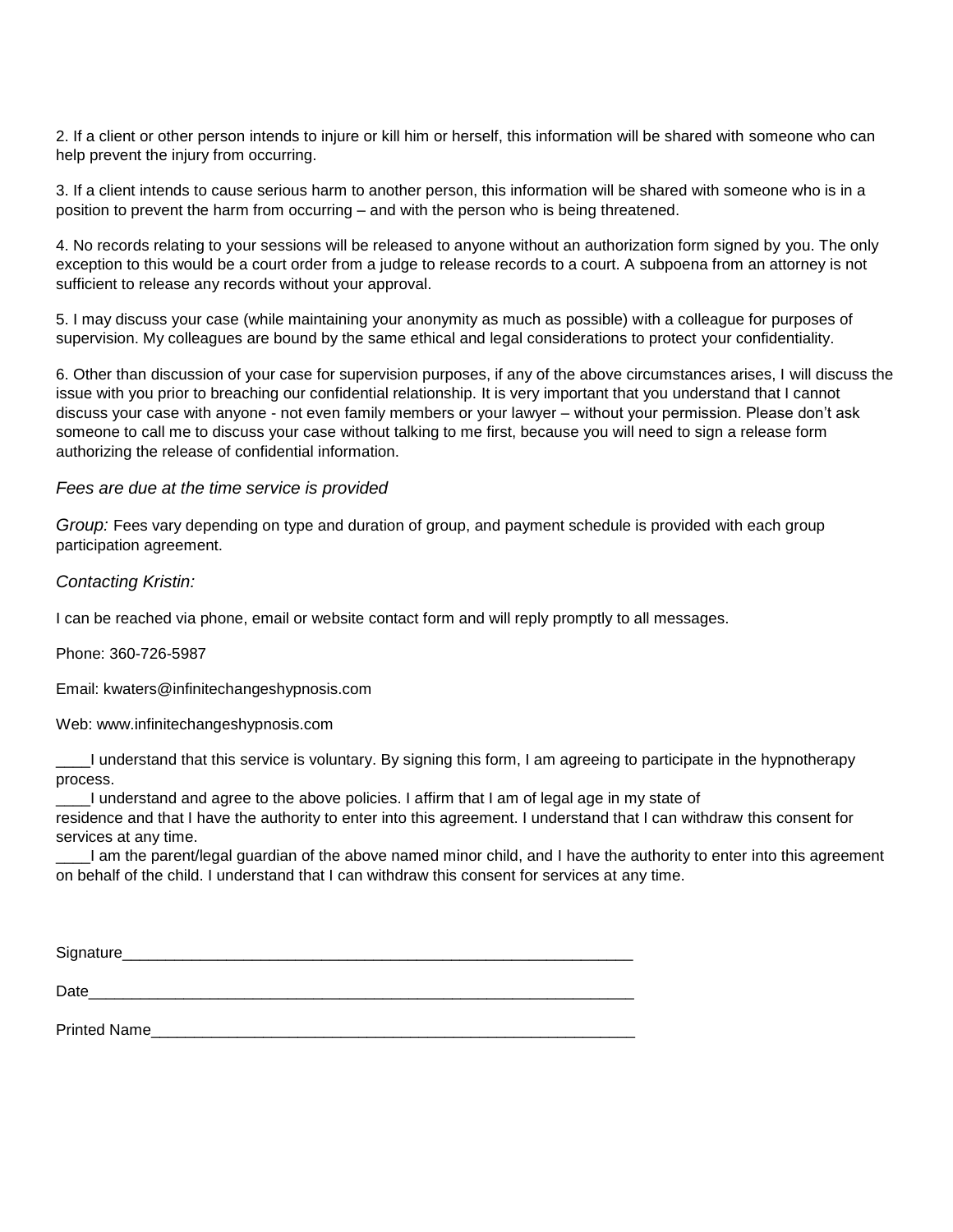2. If a client or other person intends to injure or kill him or herself, this information will be shared with someone who can help prevent the injury from occurring.

3. If a client intends to cause serious harm to another person, this information will be shared with someone who is in a position to prevent the harm from occurring – and with the person who is being threatened.

4. No records relating to your sessions will be released to anyone without an authorization form signed by you. The only exception to this would be a court order from a judge to release records to a court. A subpoena from an attorney is not sufficient to release any records without your approval.

5. I may discuss your case (while maintaining your anonymity as much as possible) with a colleague for purposes of supervision. My colleagues are bound by the same ethical and legal considerations to protect your confidentiality.

6. Other than discussion of your case for supervision purposes, if any of the above circumstances arises, I will discuss the issue with you prior to breaching our confidential relationship. It is very important that you understand that I cannot discuss your case with anyone - not even family members or your lawyer – without your permission. Please don't ask someone to call me to discuss your case without talking to me first, because you will need to sign a release form authorizing the release of confidential information.

*Fees are due at the time service is provided*

*Group:* Fees vary depending on type and duration of group, and payment schedule is provided with each group participation agreement.

*Contacting Kristin:*

I can be reached via phone, email or website contact form and will reply promptly to all messages.

Phone: 360-726-5987

Email: kwaters@infinitechangeshypnosis.com

Web: www.infinitechangeshypnosis.com

____I understand that this service is voluntary. By signing this form, I am agreeing to participate in the hypnotherapy process.
____I understand and agree to the above policies. I affirm that I am of legal age in my state of residence and that I have the authority to enter into this agreement. I understand that I can withdraw this consent for services at any time.
____I am the parent/legal guardian of the above named minor child, and I have the authority to enter into this agreement on behalf of the child. I understand that I can withdraw this consent for services at any time.

Signature_____________________________________________________________

Date_________________________________________________________________

Printed Name__________________________________________________________